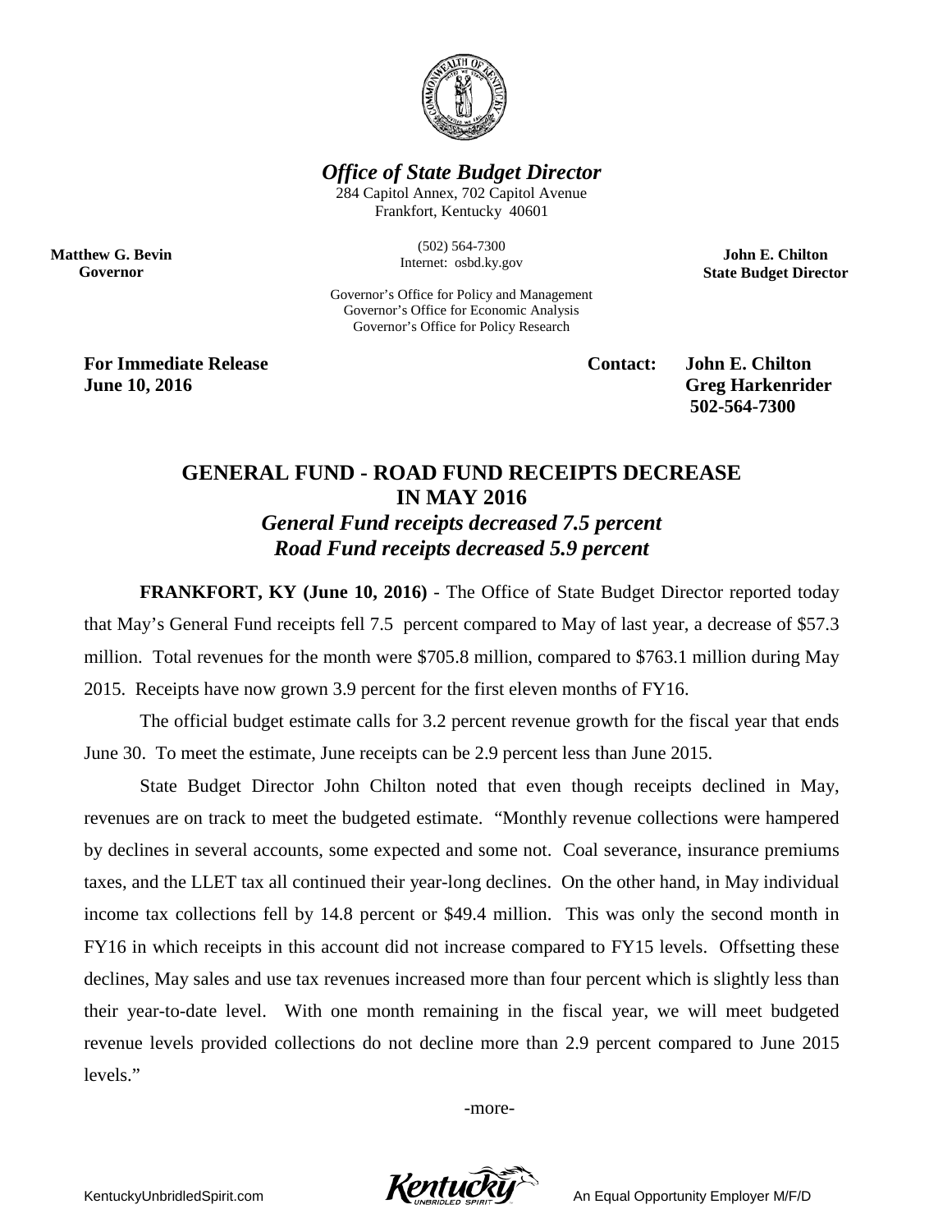***Office of State Budget Director***

284 Capitol Annex, 702 Capitol Avenue
Frankfort, Kentucky 40601

(502) 564-7300
Internet: osbd.ky.gov

Governor's Office for Policy and Management
Governor's Office for Economic Analysis
Governor's Office for Policy Research

**Matthew G. Bevin**
**Governor**

**John E. Chilton**
**State Budget Director**

**For Immediate Release**
**June 10, 2016**

**Contact: John E. Chilton**
**Greg Harkenrider**
**502-564-7300**

# GENERAL FUND - ROAD FUND RECEIPTS DECREASE IN MAY 2016

***General Fund receipts decreased 7.5 percent***
***Road Fund receipts decreased 5.9 percent***

**FRANKFORT, KY (June 10, 2016)** - The Office of State Budget Director reported today that May's General Fund receipts fell 7.5 percent compared to May of last year, a decrease of $57.3 million. Total revenues for the month were $705.8 million, compared to $763.1 million during May 2015. Receipts have now grown 3.9 percent for the first eleven months of FY16.

The official budget estimate calls for 3.2 percent revenue growth for the fiscal year that ends June 30. To meet the estimate, June receipts can be 2.9 percent less than June 2015.

State Budget Director John Chilton noted that even though receipts declined in May, revenues are on track to meet the budgeted estimate. "Monthly revenue collections were hampered by declines in several accounts, some expected and some not. Coal severance, insurance premiums taxes, and the LLET tax all continued their year-long declines. On the other hand, in May individual income tax collections fell by 14.8 percent or $49.4 million. This was only the second month in FY16 in which receipts in this account did not increase compared to FY15 levels. Offsetting these declines, May sales and use tax revenues increased more than four percent which is slightly less than their year-to-date level. With one month remaining in the fiscal year, we will meet budgeted revenue levels provided collections do not decline more than 2.9 percent compared to June 2015 levels."

-more-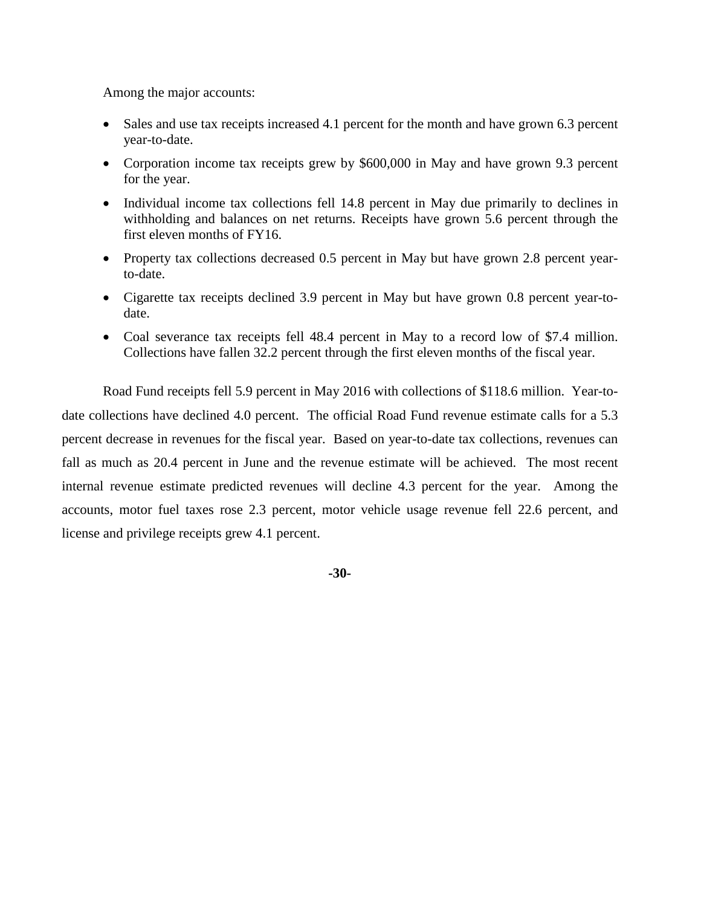Among the major accounts:

- Sales and use tax receipts increased 4.1 percent for the month and have grown 6.3 percent year-to-date.
- Corporation income tax receipts grew by $600,000 in May and have grown 9.3 percent for the year.
- Individual income tax collections fell 14.8 percent in May due primarily to declines in withholding and balances on net returns. Receipts have grown 5.6 percent through the first eleven months of FY16.
- Property tax collections decreased 0.5 percent in May but have grown 2.8 percent year-to-date.
- Cigarette tax receipts declined 3.9 percent in May but have grown 0.8 percent year-to-date.
- Coal severance tax receipts fell 48.4 percent in May to a record low of $7.4 million. Collections have fallen 32.2 percent through the first eleven months of the fiscal year.

Road Fund receipts fell 5.9 percent in May 2016 with collections of $118.6 million. Year-to-date collections have declined 4.0 percent. The official Road Fund revenue estimate calls for a 5.3 percent decrease in revenues for the fiscal year. Based on year-to-date tax collections, revenues can fall as much as 20.4 percent in June and the revenue estimate will be achieved. The most recent internal revenue estimate predicted revenues will decline 4.3 percent for the year. Among the accounts, motor fuel taxes rose 2.3 percent, motor vehicle usage revenue fell 22.6 percent, and license and privilege receipts grew 4.1 percent.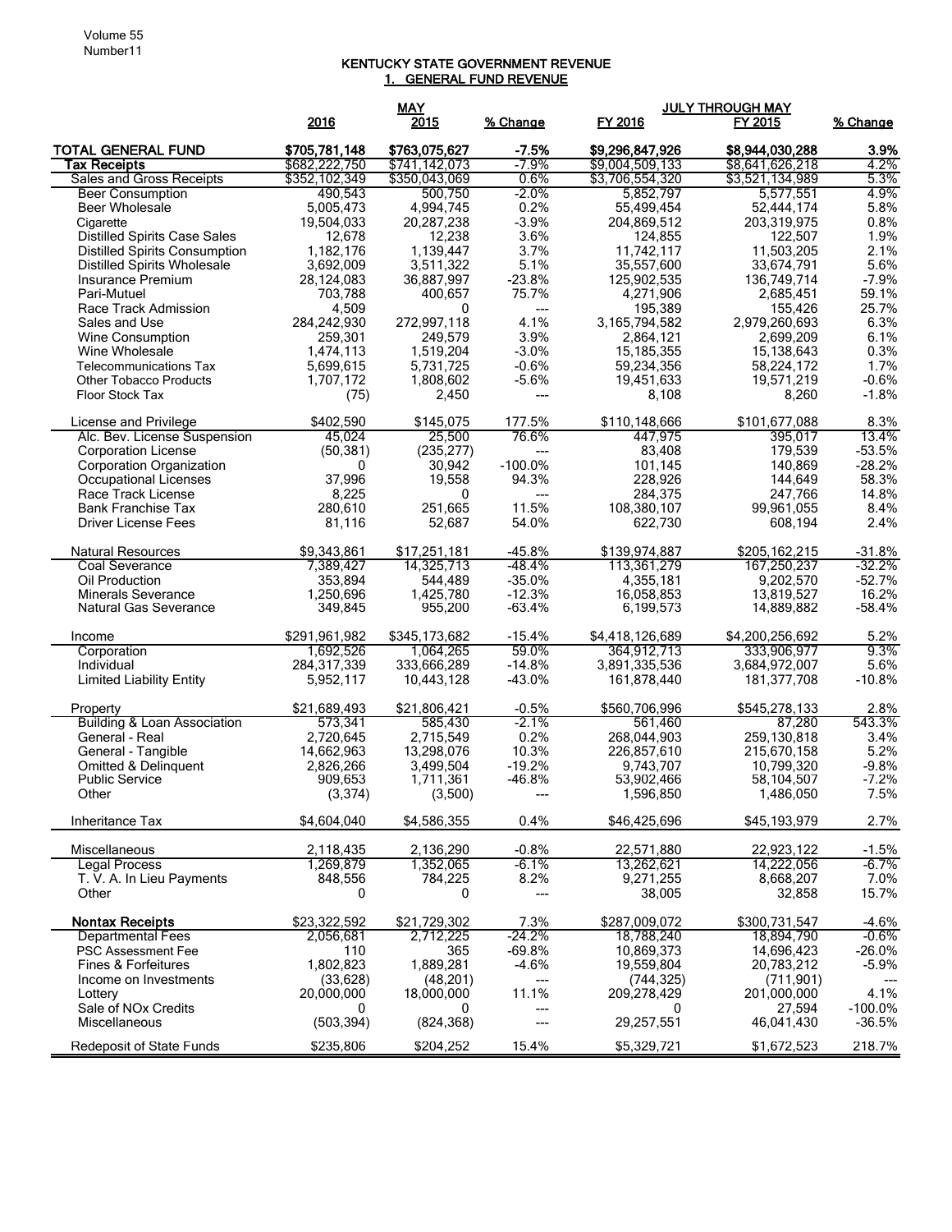Volume 55
Number11

## KENTUCKY STATE GOVERNMENT REVENUE
### 1. GENERAL FUND REVENUE

| | MAY | | | JULY THROUGH MAY | | |
|---|---|---|---|---|---|---|
| | 2016 | 2015 | % Change | FY 2016 | FY 2015 | % Change |
| **TOTAL GENERAL FUND** | **$705,781,148** | **$763,075,627** | **-7.5%** | **$9,296,847,926** | **$8,944,030,288** | **3.9%** |
| **Tax Receipts** | $682,222,750 | $741,142,073 | -7.9% | $9,004,509,133 | $8,641,626,218 | 4.2% |
| Sales and Gross Receipts | $352,102,349 | $350,043,069 | 0.6% | $3,706,554,320 | $3,521,134,989 | 5.3% |
| Beer Consumption | 490,543 | 500,750 | -2.0% | 5,852,797 | 5,577,551 | 4.9% |
| Beer Wholesale | 5,005,473 | 4,994,745 | 0.2% | 55,499,454 | 52,444,174 | 5.8% |
| Cigarette | 19,504,033 | 20,287,238 | -3.9% | 204,869,512 | 203,319,975 | 0.8% |
| Distilled Spirits Case Sales | 12,678 | 12,238 | 3.6% | 124,855 | 122,507 | 1.9% |
| Distilled Spirits Consumption | 1,182,176 | 1,139,447 | 3.7% | 11,742,117 | 11,503,205 | 2.1% |
| Distilled Spirits Wholesale | 3,692,009 | 3,511,322 | 5.1% | 35,557,600 | 33,674,791 | 5.6% |
| Insurance Premium | 28,124,083 | 36,887,997 | -23.8% | 125,902,535 | 136,749,714 | -7.9% |
| Pari-Mutuel | 703,788 | 400,657 | 75.7% | 4,271,906 | 2,685,451 | 59.1% |
| Race Track Admission | 4,509 | 0 | --- | 195,389 | 155,426 | 25.7% |
| Sales and Use | 284,242,930 | 272,997,118 | 4.1% | 3,165,794,582 | 2,979,260,693 | 6.3% |
| Wine Consumption | 259,301 | 249,579 | 3.9% | 2,864,121 | 2,699,209 | 6.1% |
| Wine Wholesale | 1,474,113 | 1,519,204 | -3.0% | 15,185,355 | 15,138,643 | 0.3% |
| Telecommunications Tax | 5,699,615 | 5,731,725 | -0.6% | 59,234,356 | 58,224,172 | 1.7% |
| Other Tobacco Products | 1,707,172 | 1,808,602 | -5.6% | 19,451,633 | 19,571,219 | -0.6% |
| Floor Stock Tax | (75) | 2,450 | --- | 8,108 | 8,260 | -1.8% |
| | | | | | | |
| License and Privilege | $402,590 | $145,075 | 177.5% | $110,148,666 | $101,677,088 | 8.3% |
| Alc. Bev. License Suspension | 45,024 | 25,500 | 76.6% | 447,975 | 395,017 | 13.4% |
| Corporation License | (50,381) | (235,277) | --- | 83,408 | 179,539 | -53.5% |
| Corporation Organization | 0 | 30,942 | -100.0% | 101,145 | 140,869 | -28.2% |
| Occupational Licenses | 37,996 | 19,558 | 94.3% | 228,926 | 144,649 | 58.3% |
| Race Track License | 8,225 | 0 | --- | 284,375 | 247,766 | 14.8% |
| Bank Franchise Tax | 280,610 | 251,665 | 11.5% | 108,380,107 | 99,961,055 | 8.4% |
| Driver License Fees | 81,116 | 52,687 | 54.0% | 622,730 | 608,194 | 2.4% |
| | | | | | | |
| Natural Resources | $9,343,861 | $17,251,181 | -45.8% | $139,974,887 | $205,162,215 | -31.8% |
| Coal Severance | 7,389,427 | 14,325,713 | -48.4% | 113,361,279 | 167,250,237 | -32.2% |
| Oil Production | 353,894 | 544,489 | -35.0% | 4,355,181 | 9,202,570 | -52.7% |
| Minerals Severance | 1,250,696 | 1,425,780 | -12.3% | 16,058,853 | 13,819,527 | 16.2% |
| Natural Gas Severance | 349,845 | 955,200 | -63.4% | 6,199,573 | 14,889,882 | -58.4% |
| | | | | | | |
| Income | $291,961,982 | $345,173,682 | -15.4% | $4,418,126,689 | $4,200,256,692 | 5.2% |
| Corporation | 1,692,526 | 1,064,265 | 59.0% | 364,912,713 | 333,906,977 | 9.3% |
| Individual | 284,317,339 | 333,666,289 | -14.8% | 3,891,335,536 | 3,684,972,007 | 5.6% |
| Limited Liability Entity | 5,952,117 | 10,443,128 | -43.0% | 161,878,440 | 181,377,708 | -10.8% |
| | | | | | | |
| Property | $21,689,493 | $21,806,421 | -0.5% | $560,706,996 | $545,278,133 | 2.8% |
| Building & Loan Association | 573,341 | 585,430 | -2.1% | 561,460 | 87,280 | 543.3% |
| General - Real | 2,720,645 | 2,715,549 | 0.2% | 268,044,903 | 259,130,818 | 3.4% |
| General - Tangible | 14,662,963 | 13,298,076 | 10.3% | 226,857,610 | 215,670,158 | 5.2% |
| Omitted & Delinquent | 2,826,266 | 3,499,504 | -19.2% | 9,743,707 | 10,799,320 | -9.8% |
| Public Service | 909,653 | 1,711,361 | -46.8% | 53,902,466 | 58,104,507 | -7.2% |
| Other | (3,374) | (3,500) | --- | 1,596,850 | 1,486,050 | 7.5% |
| | | | | | | |
| Inheritance Tax | $4,604,040 | $4,586,355 | 0.4% | $46,425,696 | $45,193,979 | 2.7% |
| | | | | | | |
| Miscellaneous | 2,118,435 | 2,136,290 | -0.8% | 22,571,880 | 22,923,122 | -1.5% |
| Legal Process | 1,269,879 | 1,352,065 | -6.1% | 13,262,621 | 14,222,056 | -6.7% |
| T. V. A. In Lieu Payments | 848,556 | 784,225 | 8.2% | 9,271,255 | 8,668,207 | 7.0% |
| Other | 0 | 0 | --- | 38,005 | 32,858 | 15.7% |
| | | | | | | |
| **Nontax Receipts** | $23,322,592 | $21,729,302 | 7.3% | $287,009,072 | $300,731,547 | -4.6% |
| Departmental Fees | 2,056,681 | 2,712,225 | -24.2% | 18,788,240 | 18,894,790 | -0.6% |
| PSC Assessment Fee | 110 | 365 | -69.8% | 10,869,373 | 14,696,423 | -26.0% |
| Fines & Forfeitures | 1,802,823 | 1,889,281 | -4.6% | 19,559,804 | 20,783,212 | -5.9% |
| Income on Investments | (33,628) | (48,201) | --- | (744,325) | (711,901) | --- |
| Lottery | 20,000,000 | 18,000,000 | 11.1% | 209,278,429 | 201,000,000 | 4.1% |
| Sale of NOx Credits | 0 | 0 | --- | 0 | 27,594 | -100.0% |
| Miscellaneous | (503,394) | (824,368) | --- | 29,257,551 | 46,041,430 | -36.5% |
| | | | | | | |
| Redeposit of State Funds | $235,806 | $204,252 | 15.4% | $5,329,721 | $1,672,523 | 218.7% |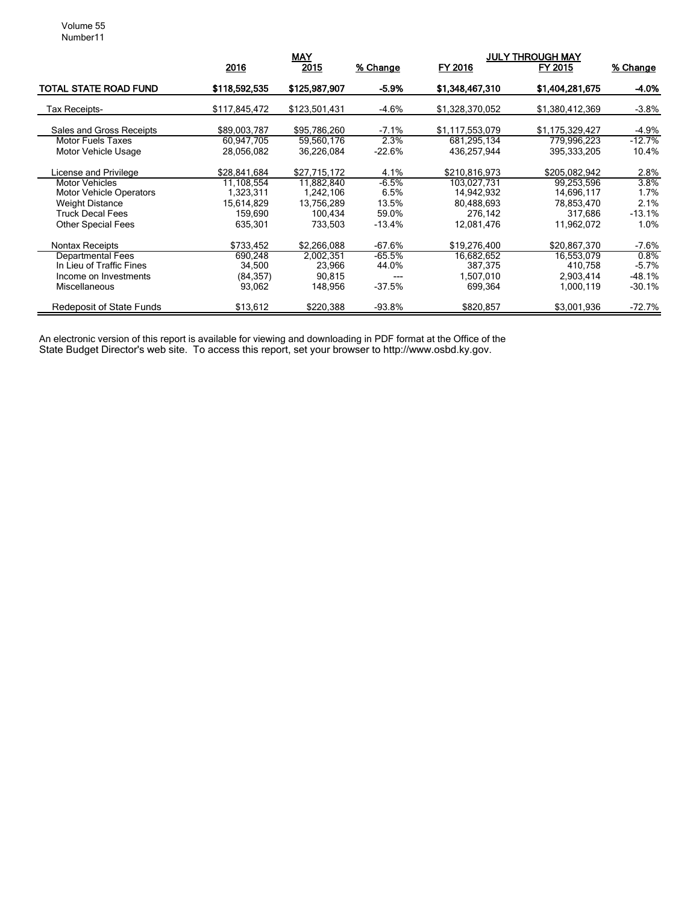| | MAY | | | JULY THROUGH MAY | | |
|---|---|---|---|---|---|---|
| | 2016 | 2015 | % Change | FY 2016 | FY 2015 | % Change |
| **TOTAL STATE ROAD FUND** | **$118,592,535** | **$125,987,907** | **-5.9%** | **$1,348,467,310** | **$1,404,281,675** | **-4.0%** |
| Tax Receipts- | $117,845,472 | $123,501,431 | -4.6% | $1,328,370,052 | $1,380,412,369 | -3.8% |
| Sales and Gross Receipts | $89,003,787 | $95,786,260 | -7.1% | $1,117,553,079 | $1,175,329,427 | -4.9% |
| Motor Fuels Taxes | 60,947,705 | 59,560,176 | 2.3% | 681,295,134 | 779,996,223 | -12.7% |
| Motor Vehicle Usage | 28,056,082 | 36,226,084 | -22.6% | 436,257,944 | 395,333,205 | 10.4% |
| License and Privilege | $28,841,684 | $27,715,172 | 4.1% | $210,816,973 | $205,082,942 | 2.8% |
| Motor Vehicles | 11,108,554 | 11,882,840 | -6.5% | 103,027,731 | 99,253,596 | 3.8% |
| Motor Vehicle Operators | 1,323,311 | 1,242,106 | 6.5% | 14,942,932 | 14,696,117 | 1.7% |
| Weight Distance | 15,614,829 | 13,756,289 | 13.5% | 80,488,693 | 78,853,470 | 2.1% |
| Truck Decal Fees | 159,690 | 100,434 | 59.0% | 276,142 | 317,686 | -13.1% |
| Other Special Fees | 635,301 | 733,503 | -13.4% | 12,081,476 | 11,962,072 | 1.0% |
| Nontax Receipts | $733,452 | $2,266,088 | -67.6% | $19,276,400 | $20,867,370 | -7.6% |
| Departmental Fees | 690,248 | 2,002,351 | -65.5% | 16,682,652 | 16,553,079 | 0.8% |
| In Lieu of Traffic Fines | 34,500 | 23,966 | 44.0% | 387,375 | 410,758 | -5.7% |
| Income on Investments | (84,357) | 90,815 | --- | 1,507,010 | 2,903,414 | -48.1% |
| Miscellaneous | 93,062 | 148,956 | -37.5% | 699,364 | 1,000,119 | -30.1% |
| Redeposit of State Funds | $13,612 | $220,388 | -93.8% | $820,857 | $3,001,936 | -72.7% |

An electronic version of this report is available for viewing and downloading in PDF format at the Office of the State Budget Director's web site. To access this report, set your browser to http://www.osbd.ky.gov.